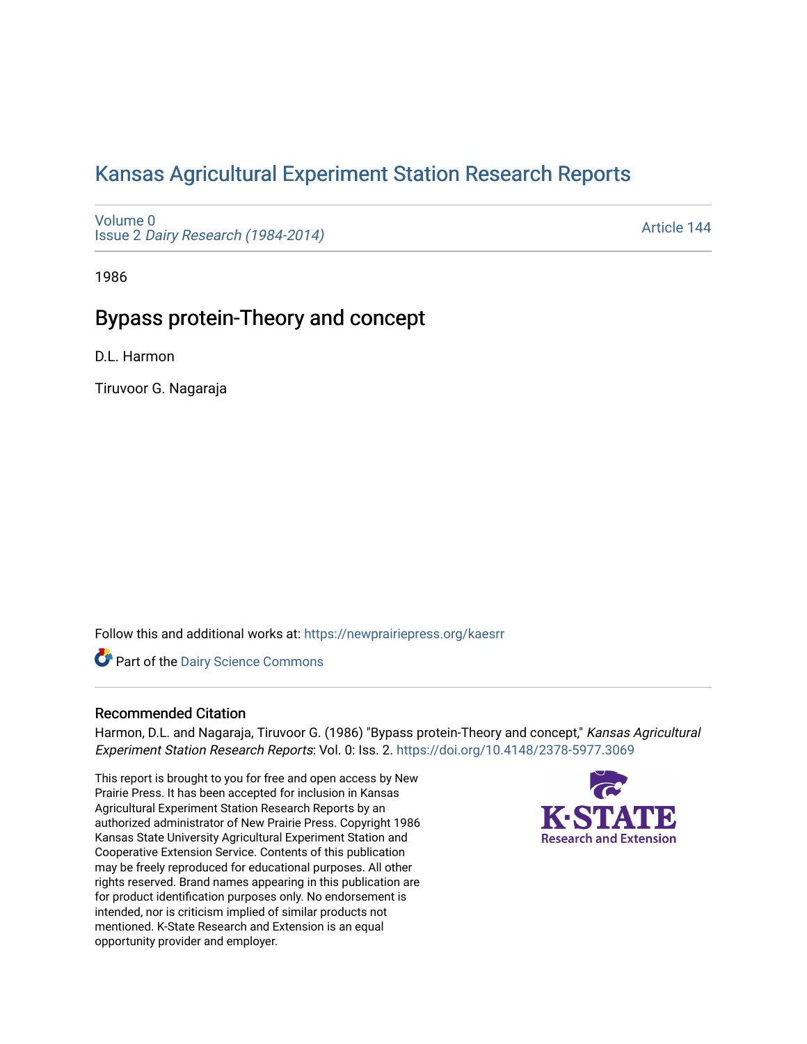# Kansas Agricultural Experiment Station Research Reports

Volume 0
Issue 2 *Dairy Research (1984-2014)*

Article 144

1986

## Bypass protein-Theory and concept

D.L. Harmon

Tiruvoor G. Nagaraja

Follow this and additional works at: https://newprairiepress.org/kaesrr

Part of the Dairy Science Commons

### Recommended Citation

Harmon, D.L. and Nagaraja, Tiruvoor G. (1986) "Bypass protein-Theory and concept," *Kansas Agricultural Experiment Station Research Reports*: Vol. 0: Iss. 2. https://doi.org/10.4148/2378-5977.3069

This report is brought to you for free and open access by New Prairie Press. It has been accepted for inclusion in Kansas Agricultural Experiment Station Research Reports by an authorized administrator of New Prairie Press. Copyright 1986 Kansas State University Agricultural Experiment Station and Cooperative Extension Service. Contents of this publication may be freely reproduced for educational purposes. All other rights reserved. Brand names appearing in this publication are for product identification purposes only. No endorsement is intended, nor is criticism implied of similar products not mentioned. K-State Research and Extension is an equal opportunity provider and employer.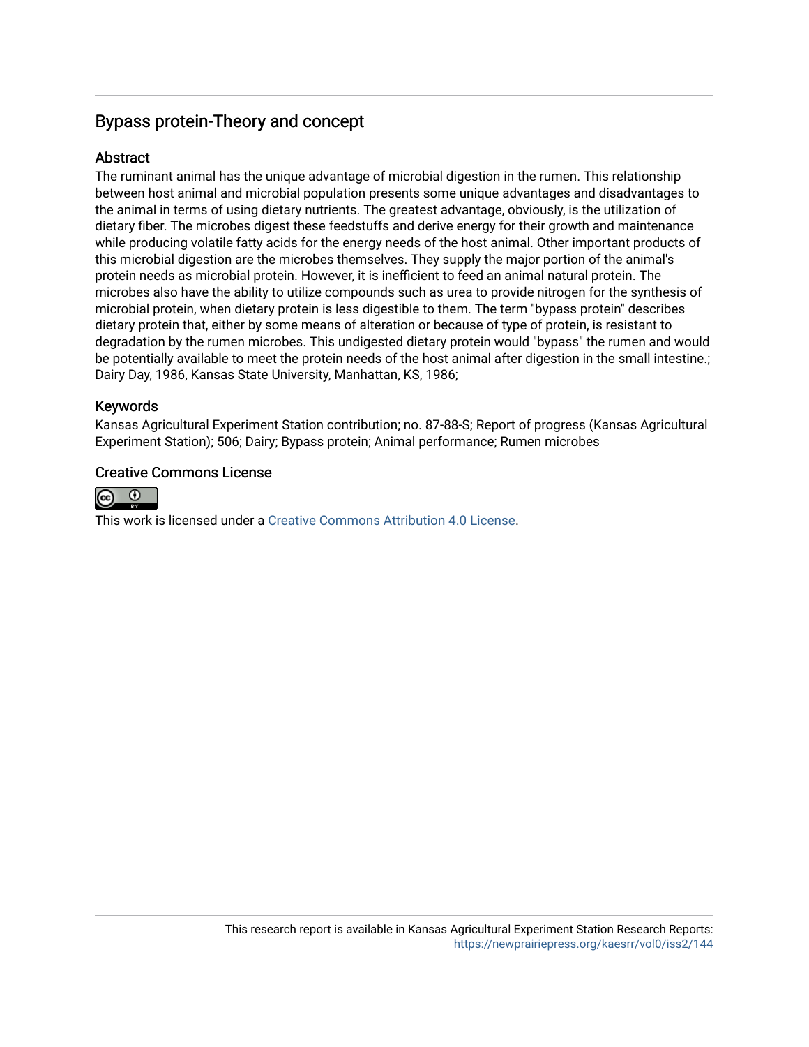## Bypass protein-Theory and concept

### Abstract

The ruminant animal has the unique advantage of microbial digestion in the rumen. This relationship between host animal and microbial population presents some unique advantages and disadvantages to the animal in terms of using dietary nutrients. The greatest advantage, obviously, is the utilization of dietary fiber. The microbes digest these feedstuffs and derive energy for their growth and maintenance while producing volatile fatty acids for the energy needs of the host animal. Other important products of this microbial digestion are the microbes themselves. They supply the major portion of the animal's protein needs as microbial protein. However, it is inefficient to feed an animal natural protein. The microbes also have the ability to utilize compounds such as urea to provide nitrogen for the synthesis of microbial protein, when dietary protein is less digestible to them. The term "bypass protein" describes dietary protein that, either by some means of alteration or because of type of protein, is resistant to degradation by the rumen microbes. This undigested dietary protein would "bypass" the rumen and would be potentially available to meet the protein needs of the host animal after digestion in the small intestine.; Dairy Day, 1986, Kansas State University, Manhattan, KS, 1986;

### Keywords

Kansas Agricultural Experiment Station contribution; no. 87-88-S; Report of progress (Kansas Agricultural Experiment Station); 506; Dairy; Bypass protein; Animal performance; Rumen microbes

### Creative Commons License

This work is licensed under a Creative Commons Attribution 4.0 License.

This research report is available in Kansas Agricultural Experiment Station Research Reports: https://newprairiepress.org/kaesrr/vol0/iss2/144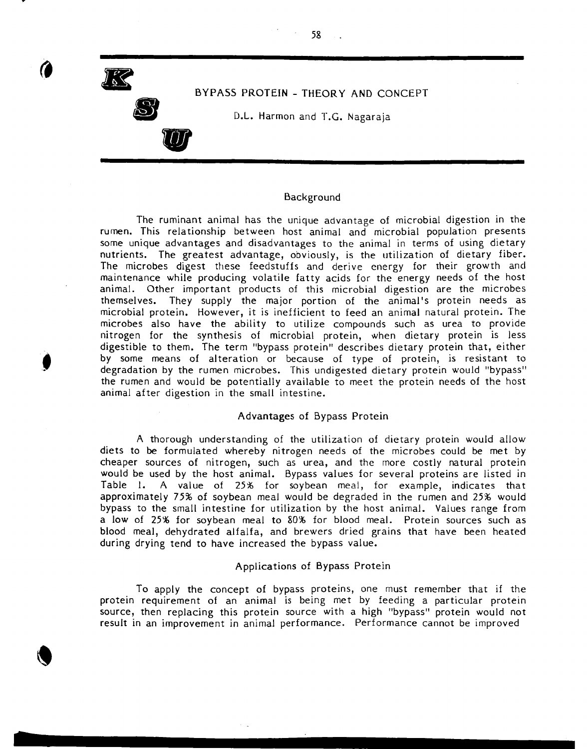# BYPASS PROTEIN - THEORY AND CONCEPT

D.L. Harmon and T.G. Nagaraja

## Background

The ruminant animal has the unique advantage of microbial digestion in the rumen. This relationship between host animal and microbial population presents some unique advantages and disadvantages to the animal in terms of using dietary nutrients. The greatest advantage, obviously, is the utilization of dietary fiber. The microbes digest these feedstuffs and derive energy for their growth and maintenance while producing volatile fatty acids for the energy needs of the host animal. Other important products of this microbial digestion are the microbes themselves. They supply the major portion of the animal's protein needs as microbial protein. However, it is inefficient to feed an animal natural protein. The microbes also have the ability to utilize compounds such as urea to provide nitrogen for the synthesis of microbial protein, when dietary protein is less digestible to them. The term "bypass protein" describes dietary protein that, either by some means of alteration or because of type of protein, is resistant to degradation by the rumen microbes. This undigested dietary protein would "bypass" the rumen and would be potentially available to meet the protein needs of the host animal after digestion in the small intestine.

## Advantages of Bypass Protein

A thorough understanding of the utilization of dietary protein would allow diets to be formulated whereby nitrogen needs of the microbes could be met by cheaper sources of nitrogen, such as urea, and the more costly natural protein would be used by the host animal. Bypass values for several proteins are listed in Table 1. A value of 25% for soybean meal, for example, indicates that approximately 75% of soybean meal would be degraded in the rumen and 25% would bypass to the small intestine for utilization by the host animal. Values range from a low of 25% for soybean meal to 80% for blood meal. Protein sources such as blood meal, dehydrated alfalfa, and brewers dried grains that have been heated during drying tend to have increased the bypass value.

## Applications of Bypass Protein

To apply the concept of bypass proteins, one must remember that if the protein requirement of an animal is being met by feeding a particular protein source, then replacing this protein source with a high "bypass" protein would not result in an improvement in animal performance. Performance cannot be improved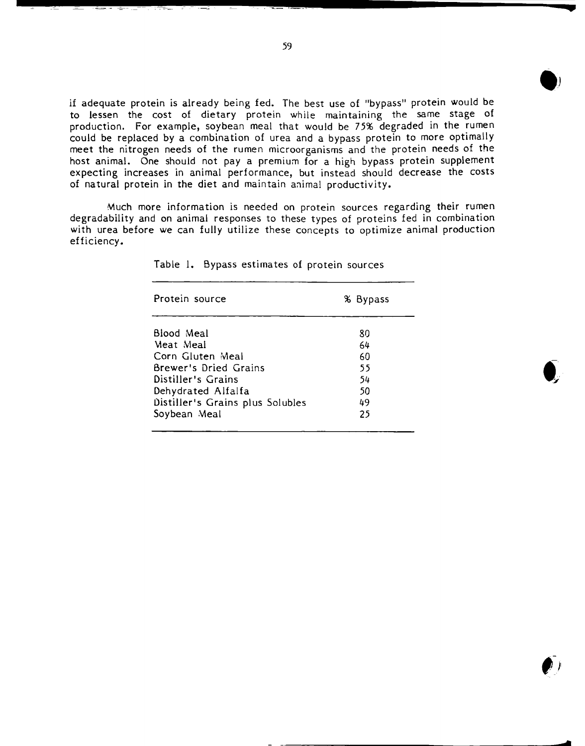if adequate protein is already being fed. The best use of "bypass" protein would be to lessen the cost of dietary protein while maintaining the same stage of production. For example, soybean meal that would be 75% degraded in the rumen could be replaced by a combination of urea and a bypass protein to more optimally meet the nitrogen needs of the rumen microorganisms and the protein needs of the host animal. One should not pay a premium for a high bypass protein supplement expecting increases in animal performance, but instead should decrease the costs of natural protein in the diet and maintain animal productivity.

Much more information is needed on protein sources regarding their rumen degradability and on animal responses to these types of proteins fed in combination with urea before we can fully utilize these concepts to optimize animal production efficiency.

Table 1. Bypass estimates of protein sources

| Protein source | % Bypass |
|---|---|
| Blood Meal | 80 |
| Meat Meal | 64 |
| Corn Gluten Meal | 60 |
| Brewer's Dried Grains | 55 |
| Distiller's Grains | 54 |
| Dehydrated Alfalfa | 50 |
| Distiller's Grains plus Solubles | 49 |
| Soybean Meal | 25 |